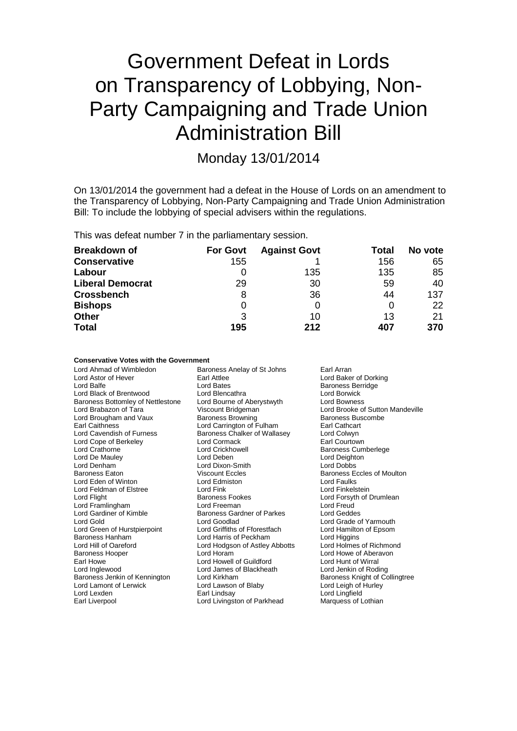# Government Defeat in Lords on Transparency of Lobbying, Non-Party Campaigning and Trade Union Administration Bill

Monday 13/01/2014

On 13/01/2014 the government had a defeat in the House of Lords on an amendment to the Transparency of Lobbying, Non-Party Campaigning and Trade Union Administration Bill: To include the lobbying of special advisers within the regulations.

This was defeat number 7 in the parliamentary session.

| Breakdown of | For Govt | Against Govt | Total | No vote |
|---|---|---|---|---|
| **Conservative** | 155 | 1 | 156 | 65 |
| **Labour** | 0 | 135 | 135 | 85 |
| **Liberal Democrat** | 29 | 30 | 59 | 40 |
| **Crossbench** | 8 | 36 | 44 | 137 |
| **Bishops** | 0 | 0 | 0 | 22 |
| **Other** | 3 | 10 | 13 | 21 |
| **Total** | **195** | **212** | **407** | **370** |

**Conservative Votes with the Government**

Lord Ahmad of Wimbledon
Baroness Anelay of St Johns
Earl Arran
Lord Astor of Hever
Earl Attlee
Lord Baker of Dorking
Lord Balfe
Lord Bates
Baroness Berridge
Lord Black of Brentwood
Lord Blencathra
Lord Borwick
Baroness Bottomley of Nettlestone
Lord Bourne of Aberystwyth
Lord Bowness
Lord Brabazon of Tara
Viscount Bridgeman
Lord Brooke of Sutton Mandeville
Lord Brougham and Vaux
Baroness Browning
Baroness Buscombe
Earl Caithness
Lord Carrington of Fulham
Earl Cathcart
Lord Cavendish of Furness
Baroness Chalker of Wallasey
Lord Colwyn
Lord Cope of Berkeley
Lord Cormack
Earl Courtown
Lord Crathorne
Lord Crickhowell
Baroness Cumberlege
Lord De Mauley
Lord Deben
Lord Deighton
Lord Denham
Lord Dixon-Smith
Lord Dobbs
Baroness Eaton
Viscount Eccles
Baroness Eccles of Moulton
Lord Eden of Winton
Lord Edmiston
Lord Faulks
Lord Feldman of Elstree
Lord Fink
Lord Finkelstein
Lord Flight
Baroness Fookes
Lord Forsyth of Drumlean
Lord Framlingham
Lord Freeman
Lord Freud
Lord Gardiner of Kimble
Baroness Gardner of Parkes
Lord Geddes
Lord Gold
Lord Goodlad
Lord Grade of Yarmouth
Lord Green of Hurstpierpoint
Lord Griffiths of Fforestfach
Lord Hamilton of Epsom
Baroness Hanham
Lord Harris of Peckham
Lord Higgins
Lord Hill of Oareford
Lord Hodgson of Astley Abbotts
Lord Holmes of Richmond
Baroness Hooper
Lord Horam
Lord Howe of Aberavon
Earl Howe
Lord Howell of Guildford
Lord Hunt of Wirral
Lord Inglewood
Lord James of Blackheath
Lord Jenkin of Roding
Baroness Jenkin of Kennington
Lord Kirkham
Baroness Knight of Collingtree
Lord Lamont of Lerwick
Lord Lawson of Blaby
Lord Leigh of Hurley
Lord Lexden
Earl Lindsay
Lord Lingfield
Earl Liverpool
Lord Livingston of Parkhead
Marquess of Lothian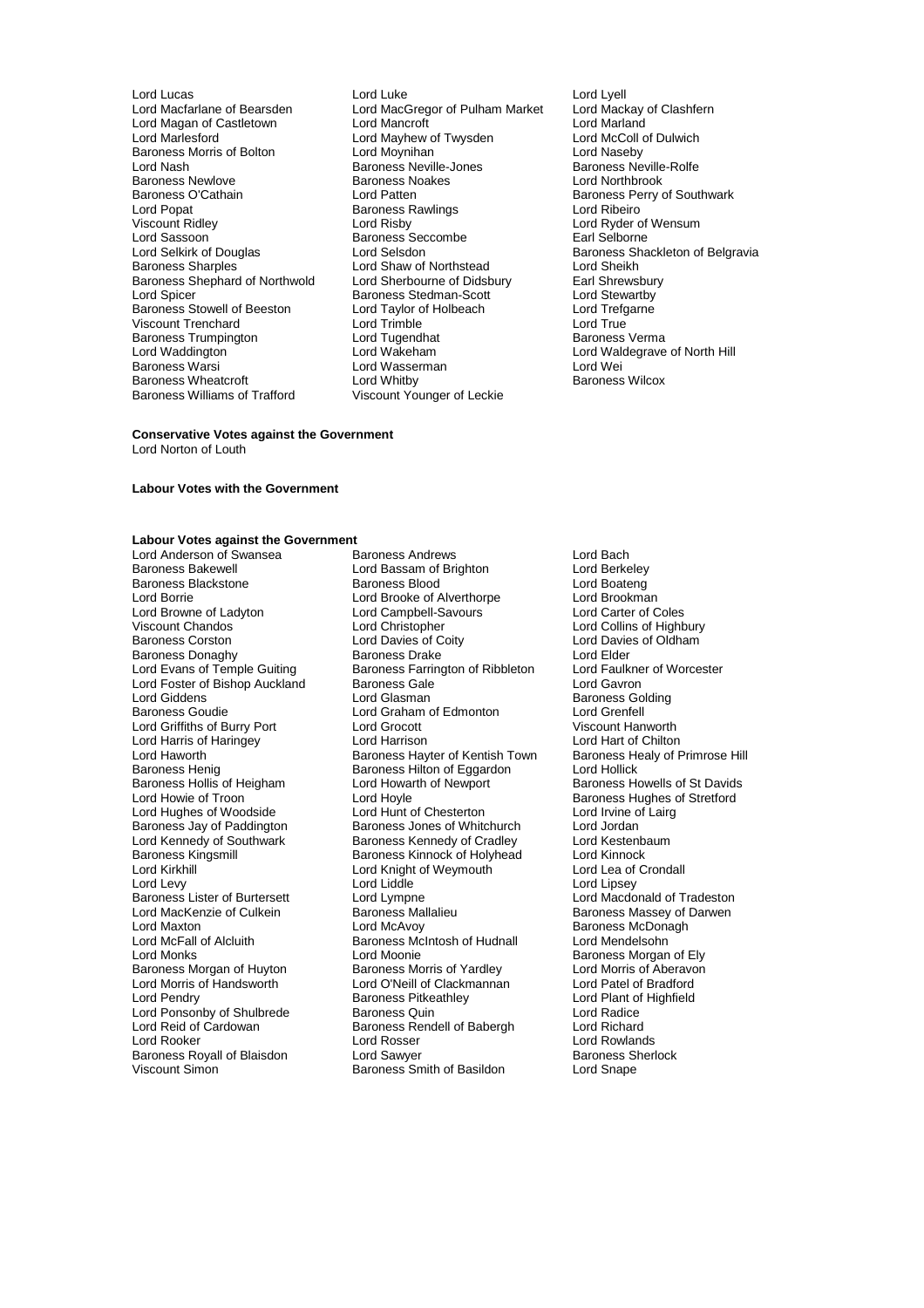Lord Lucas
Lord Luke
Lord Lyell
Lord Macfarlane of Bearsden
Lord MacGregor of Pulham Market
Lord Mackay of Clashfern
Lord Magan of Castletown
Lord Mancroft
Lord Marland
Lord Marlesford
Lord Mayhew of Twysden
Lord McColl of Dulwich
Baroness Morris of Bolton
Lord Moynihan
Lord Naseby
Lord Nash
Baroness Neville-Jones
Baroness Neville-Rolfe
Baroness Newlove
Baroness Noakes
Lord Northbrook
Baroness O'Cathain
Lord Patten
Baroness Perry of Southwark
Lord Popat
Baroness Rawlings
Lord Ribeiro
Viscount Ridley
Lord Risby
Lord Ryder of Wensum
Lord Sassoon
Baroness Seccombe
Earl Selborne
Lord Selkirk of Douglas
Lord Selsdon
Baroness Shackleton of Belgravia
Baroness Sharples
Lord Shaw of Northstead
Lord Sheikh
Baroness Shephard of Northwold
Lord Sherbourne of Didsbury
Earl Shrewsbury
Lord Spicer
Baroness Stedman-Scott
Lord Stewartby
Baroness Stowell of Beeston
Lord Taylor of Holbeach
Lord Trefgarne
Viscount Trenchard
Lord Trimble
Lord True
Baroness Trumpington
Lord Tugendhat
Baroness Verma
Lord Waddington
Lord Wakeham
Lord Waldegrave of North Hill
Baroness Warsi
Lord Wasserman
Lord Wei
Baroness Wheatcroft
Lord Whitby
Baroness Wilcox
Baroness Williams of Trafford
Viscount Younger of Leckie

**Conservative Votes against the Government**

Lord Norton of Louth

**Labour Votes with the Government**

**Labour Votes against the Government**

Lord Anderson of Swansea
Baroness Andrews
Lord Bach
Baroness Bakewell
Lord Bassam of Brighton
Lord Berkeley
Baroness Blackstone
Baroness Blood
Lord Boateng
Lord Borrie
Lord Brooke of Alverthorpe
Lord Brookman
Lord Browne of Ladyton
Lord Campbell-Savours
Lord Carter of Coles
Viscount Chandos
Lord Christopher
Lord Collins of Highbury
Baroness Corston
Lord Davies of Coity
Lord Davies of Oldham
Baroness Donaghy
Baroness Drake
Lord Elder
Lord Evans of Temple Guiting
Baroness Farrington of Ribbleton
Lord Faulkner of Worcester
Lord Foster of Bishop Auckland
Baroness Gale
Lord Gavron
Lord Giddens
Lord Glasman
Baroness Golding
Baroness Goudie
Lord Graham of Edmonton
Lord Grenfell
Lord Griffiths of Burry Port
Lord Grocott
Viscount Hanworth
Lord Harris of Haringey
Lord Harrison
Lord Hart of Chilton
Lord Haworth
Baroness Hayter of Kentish Town
Baroness Healy of Primrose Hill
Baroness Henig
Baroness Hilton of Eggardon
Lord Hollick
Baroness Hollis of Heigham
Lord Howarth of Newport
Baroness Howells of St Davids
Lord Howie of Troon
Lord Hoyle
Baroness Hughes of Stretford
Lord Hughes of Woodside
Lord Hunt of Chesterton
Lord Irvine of Lairg
Baroness Jay of Paddington
Baroness Jones of Whitchurch
Lord Jordan
Lord Kennedy of Southwark
Baroness Kennedy of Cradley
Lord Kestenbaum
Baroness Kingsmill
Baroness Kinnock of Holyhead
Lord Kinnock
Lord Kirkhill
Lord Knight of Weymouth
Lord Lea of Crondall
Lord Levy
Lord Liddle
Lord Lipsey
Baroness Lister of Burtersett
Lord Lympne
Lord Macdonald of Tradeston
Lord MacKenzie of Culkein
Baroness Mallalieu
Baroness Massey of Darwen
Lord Maxton
Lord McAvoy
Baroness McDonagh
Lord McFall of Alcluith
Baroness McIntosh of Hudnall
Lord Mendelsohn
Lord Monks
Lord Moonie
Baroness Morgan of Ely
Baroness Morgan of Huyton
Baroness Morris of Yardley
Lord Morris of Aberavon
Lord Morris of Handsworth
Lord O'Neill of Clackmannan
Lord Patel of Bradford
Lord Pendry
Baroness Pitkeathley
Lord Plant of Highfield
Lord Ponsonby of Shulbrede
Baroness Quin
Lord Radice
Lord Reid of Cardowan
Baroness Rendell of Babergh
Lord Richard
Lord Rooker
Lord Rosser
Lord Rowlands
Baroness Royall of Blaisdon
Lord Sawyer
Baroness Sherlock
Viscount Simon
Baroness Smith of Basildon
Lord Snape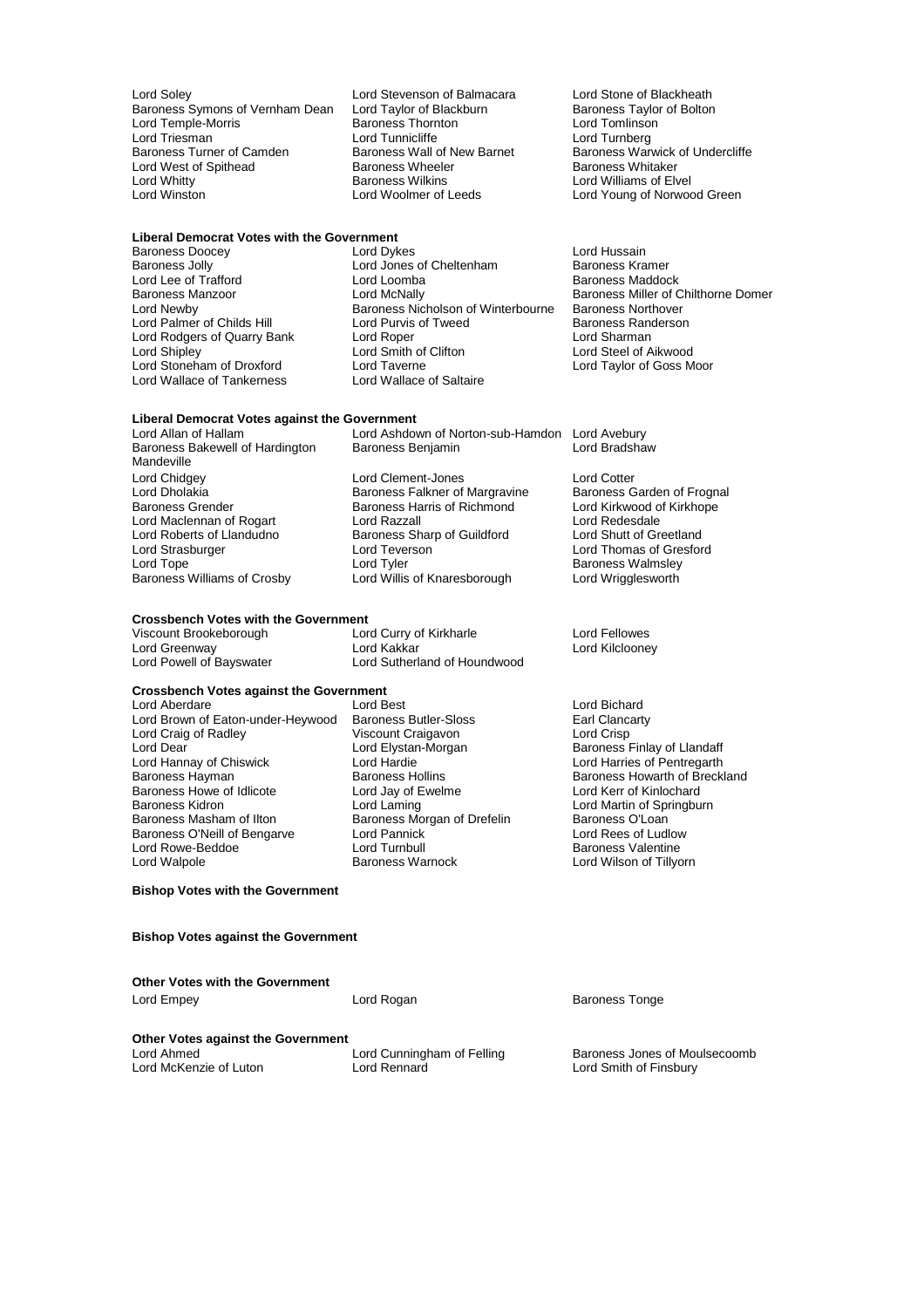Lord Soley
Baroness Symons of Vernham Dean
Lord Temple-Morris
Lord Triesman
Baroness Turner of Camden
Lord West of Spithead
Lord Whitty
Lord Winston
Lord Stevenson of Balmacara
Lord Taylor of Blackburn
Baroness Thornton
Lord Tunnicliffe
Baroness Wall of New Barnet
Baroness Wheeler
Baroness Wilkins
Lord Woolmer of Leeds
Lord Stone of Blackheath
Baroness Taylor of Bolton
Lord Tomlinson
Lord Turnberg
Baroness Warwick of Undercliffe
Baroness Whitaker
Lord Williams of Elvel
Lord Young of Norwood Green

**Liberal Democrat Votes with the Government**

Baroness Doocey
Baroness Jolly
Lord Lee of Trafford
Baroness Manzoor
Lord Newby
Lord Palmer of Childs Hill
Lord Rodgers of Quarry Bank
Lord Shipley
Lord Stoneham of Droxford
Lord Wallace of Tankerness
Lord Dykes
Lord Jones of Cheltenham
Lord Loomba
Lord McNally
Baroness Nicholson of Winterbourne
Lord Purvis of Tweed
Lord Roper
Lord Smith of Clifton
Lord Taverne
Lord Wallace of Saltaire
Lord Hussain
Baroness Kramer
Baroness Maddock
Baroness Miller of Chilthorne Domer
Baroness Northover
Baroness Randerson
Lord Sharman
Lord Steel of Aikwood
Lord Taylor of Goss Moor

**Liberal Democrat Votes against the Government**

Lord Allan of Hallam
Baroness Bakewell of Hardington Mandeville
Lord Chidgey
Lord Dholakia
Baroness Grender
Lord Maclennan of Rogart
Lord Roberts of Llandudno
Lord Strasburger
Lord Tope
Baroness Williams of Crosby
Lord Ashdown of Norton-sub-Hamdon
Baroness Benjamin
Lord Clement-Jones
Baroness Falkner of Margravine
Baroness Harris of Richmond
Lord Razzall
Baroness Sharp of Guildford
Lord Teverson
Lord Tyler
Lord Willis of Knaresborough
Lord Avebury
Lord Bradshaw
Lord Cotter
Baroness Garden of Frognal
Lord Kirkwood of Kirkhope
Lord Redesdale
Lord Shutt of Greetland
Lord Thomas of Gresford
Baroness Walmsley
Lord Wrigglesworth

**Crossbench Votes with the Government**

Viscount Brookeborough
Lord Greenway
Lord Powell of Bayswater
Lord Curry of Kirkharle
Lord Kakkar
Lord Sutherland of Houndwood
Lord Fellowes
Lord Kilclooney

**Crossbench Votes against the Government**

Lord Aberdare
Lord Brown of Eaton-under-Heywood
Lord Craig of Radley
Lord Dear
Lord Hannay of Chiswick
Baroness Hayman
Baroness Howe of Idlicote
Baroness Kidron
Baroness Masham of Ilton
Baroness O'Neill of Bengarve
Lord Rowe-Beddoe
Lord Walpole
Lord Best
Baroness Butler-Sloss
Viscount Craigavon
Lord Elystan-Morgan
Lord Hardie
Baroness Hollins
Lord Jay of Ewelme
Lord Laming
Baroness Morgan of Drefelin
Lord Pannick
Lord Turnbull
Baroness Warnock
Lord Bichard
Earl Clancarty
Lord Crisp
Baroness Finlay of Llandaff
Lord Harries of Pentregarth
Baroness Howarth of Breckland
Lord Kerr of Kinlochard
Lord Martin of Springburn
Baroness O'Loan
Lord Rees of Ludlow
Baroness Valentine
Lord Wilson of Tillyorn

**Bishop Votes with the Government**

**Bishop Votes against the Government**

**Other Votes with the Government**

Lord Empey
Lord Rogan
Baroness Tonge

**Other Votes against the Government**

Lord Ahmed
Lord McKenzie of Luton
Lord Cunningham of Felling
Lord Rennard
Baroness Jones of Moulsecoomb
Lord Smith of Finsbury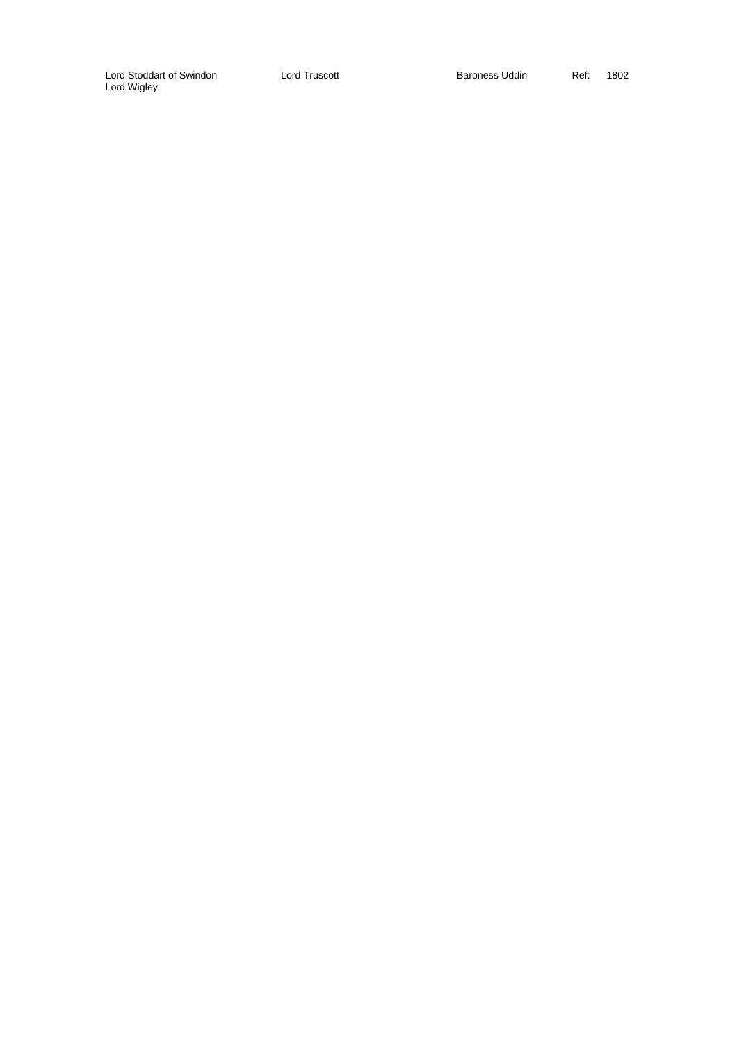| | | | |
| --- | --- | --- | --- |
| Lord Stoddart of Swindon | Lord Truscott | Baroness Uddin | Ref: 1802 |
| Lord Wigley | | | |